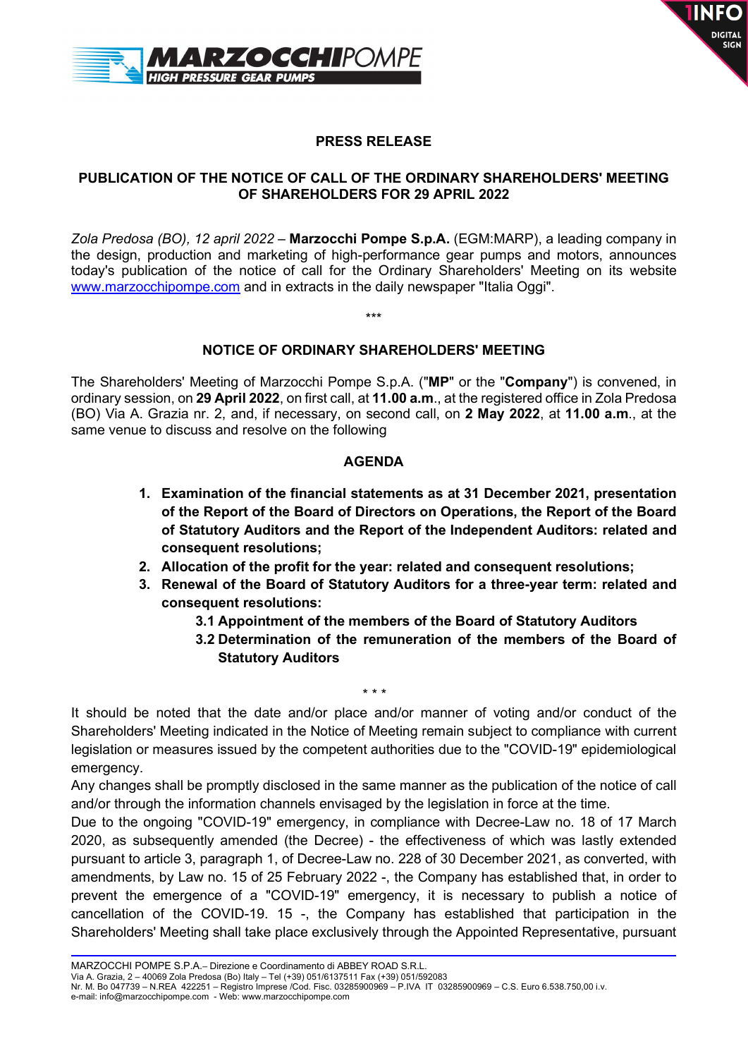**PRESS RELEASE**

**PUBLICATION OF THE NOTICE OF CALL OF THE ORDINARY SHAREHOLDERS' MEETING OF SHAREHOLDERS FOR 29 APRIL 2022**

*Zola Predosa (BO), 12 april 2022* – **Marzocchi Pompe S.p.A.** (EGM:MARP), a leading company in the design, production and marketing of high-performance gear pumps and motors, announces today's publication of the notice of call for the Ordinary Shareholders' Meeting on its website www.marzocchipompe.com and in extracts in the daily newspaper "Italia Oggi".

\*\*\*

**NOTICE OF ORDINARY SHAREHOLDERS' MEETING**

The Shareholders' Meeting of Marzocchi Pompe S.p.A. ("**MP**" or the "**Company**") is convened, in ordinary session, on **29 April 2022**, on first call, at **11.00 a.m**., at the registered office in Zola Predosa (BO) Via A. Grazia nr. 2, and, if necessary, on second call, on **2 May 2022**, at **11.00 a.m**., at the same venue to discuss and resolve on the following

**AGENDA**

1. **Examination of the financial statements as at 31 December 2021, presentation of the Report of the Board of Directors on Operations, the Report of the Board of Statutory Auditors and the Report of the Independent Auditors: related and consequent resolutions;**
2. **Allocation of the profit for the year: related and consequent resolutions;**
3. **Renewal of the Board of Statutory Auditors for a three-year term: related and consequent resolutions:**
   - **3.1 Appointment of the members of the Board of Statutory Auditors**
   - **3.2 Determination of the remuneration of the members of the Board of Statutory Auditors**

\* \* \*

It should be noted that the date and/or place and/or manner of voting and/or conduct of the Shareholders' Meeting indicated in the Notice of Meeting remain subject to compliance with current legislation or measures issued by the competent authorities due to the "COVID-19" epidemiological emergency.

Any changes shall be promptly disclosed in the same manner as the publication of the notice of call and/or through the information channels envisaged by the legislation in force at the time.

Due to the ongoing "COVID-19" emergency, in compliance with Decree-Law no. 18 of 17 March 2020, as subsequently amended (the Decree) - the effectiveness of which was lastly extended pursuant to article 3, paragraph 1, of Decree-Law no. 228 of 30 December 2021, as converted, with amendments, by Law no. 15 of 25 February 2022 -, the Company has established that, in order to prevent the emergence of a "COVID-19" emergency, it is necessary to publish a notice of cancellation of the COVID-19. 15 -, the Company has established that participation in the Shareholders' Meeting shall take place exclusively through the Appointed Representative, pursuant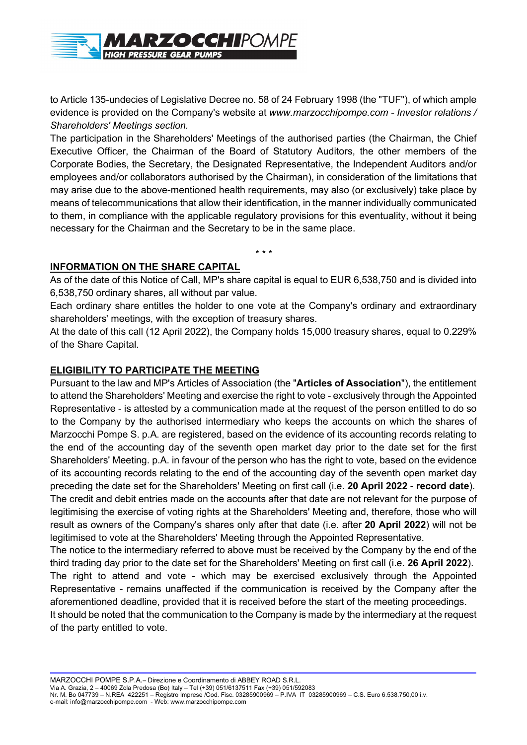to Article 135-undecies of Legislative Decree no. 58 of 24 February 1998 (the "TUF"), of which ample evidence is provided on the Company's website at *www.marzocchipompe.com - Investor relations / Shareholders' Meetings section.*

The participation in the Shareholders' Meetings of the authorised parties (the Chairman, the Chief Executive Officer, the Chairman of the Board of Statutory Auditors, the other members of the Corporate Bodies, the Secretary, the Designated Representative, the Independent Auditors and/or employees and/or collaborators authorised by the Chairman), in consideration of the limitations that may arise due to the above-mentioned health requirements, may also (or exclusively) take place by means of telecommunications that allow their identification, in the manner individually communicated to them, in compliance with the applicable regulatory provisions for this eventuality, without it being necessary for the Chairman and the Secretary to be in the same place.

\* \* \*

## INFORMATION ON THE SHARE CAPITAL

As of the date of this Notice of Call, MP's share capital is equal to EUR 6,538,750 and is divided into 6,538,750 ordinary shares, all without par value.

Each ordinary share entitles the holder to one vote at the Company's ordinary and extraordinary shareholders' meetings, with the exception of treasury shares.

At the date of this call (12 April 2022), the Company holds 15,000 treasury shares, equal to 0.229% of the Share Capital.

## ELIGIBILITY TO PARTICIPATE THE MEETING

Pursuant to the law and MP's Articles of Association (the "**Articles of Association**"), the entitlement to attend the Shareholders' Meeting and exercise the right to vote - exclusively through the Appointed Representative - is attested by a communication made at the request of the person entitled to do so to the Company by the authorised intermediary who keeps the accounts on which the shares of Marzocchi Pompe S. p.A. are registered, based on the evidence of its accounting records relating to the end of the accounting day of the seventh open market day prior to the date set for the first Shareholders' Meeting. p.A. in favour of the person who has the right to vote, based on the evidence of its accounting records relating to the end of the accounting day of the seventh open market day preceding the date set for the Shareholders' Meeting on first call (i.e. **20 April 2022** - **record date**).

The credit and debit entries made on the accounts after that date are not relevant for the purpose of legitimising the exercise of voting rights at the Shareholders' Meeting and, therefore, those who will result as owners of the Company's shares only after that date (i.e. after **20 April 2022**) will not be legitimised to vote at the Shareholders' Meeting through the Appointed Representative.

The notice to the intermediary referred to above must be received by the Company by the end of the third trading day prior to the date set for the Shareholders' Meeting on first call (i.e. **26 April 2022**).

The right to attend and vote - which may be exercised exclusively through the Appointed Representative - remains unaffected if the communication is received by the Company after the aforementioned deadline, provided that it is received before the start of the meeting proceedings.

It should be noted that the communication to the Company is made by the intermediary at the request of the party entitled to vote.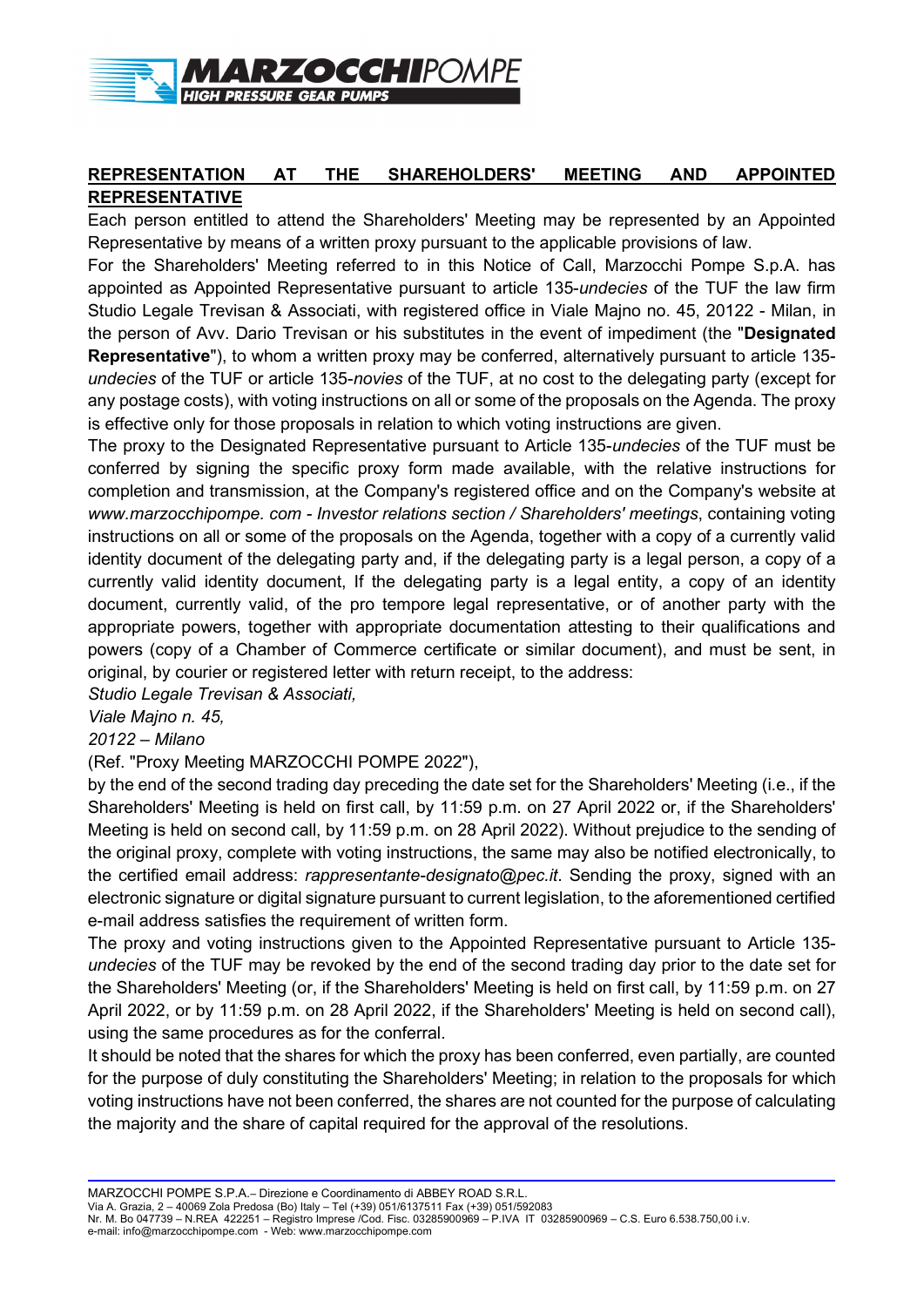## REPRESENTATION AT THE SHAREHOLDERS' MEETING AND APPOINTED REPRESENTATIVE

Each person entitled to attend the Shareholders' Meeting may be represented by an Appointed Representative by means of a written proxy pursuant to the applicable provisions of law.

For the Shareholders' Meeting referred to in this Notice of Call, Marzocchi Pompe S.p.A. has appointed as Appointed Representative pursuant to article 135-*undecies* of the TUF the law firm Studio Legale Trevisan & Associati, with registered office in Viale Majno no. 45, 20122 - Milan, in the person of Avv. Dario Trevisan or his substitutes in the event of impediment (the "**Designated Representative**"), to whom a written proxy may be conferred, alternatively pursuant to article 135-*undecies* of the TUF or article 135-*novies* of the TUF, at no cost to the delegating party (except for any postage costs), with voting instructions on all or some of the proposals on the Agenda. The proxy is effective only for those proposals in relation to which voting instructions are given.

The proxy to the Designated Representative pursuant to Article 135-*undecies* of the TUF must be conferred by signing the specific proxy form made available, with the relative instructions for completion and transmission, at the Company's registered office and on the Company's website at *www.marzocchipompe. com - Investor relations section / Shareholders' meetings*, containing voting instructions on all or some of the proposals on the Agenda, together with a copy of a currently valid identity document of the delegating party and, if the delegating party is a legal person, a copy of a currently valid identity document, If the delegating party is a legal entity, a copy of an identity document, currently valid, of the pro tempore legal representative, or of another party with the appropriate powers, together with appropriate documentation attesting to their qualifications and powers (copy of a Chamber of Commerce certificate or similar document), and must be sent, in original, by courier or registered letter with return receipt, to the address:

*Studio Legale Trevisan & Associati,*
*Viale Majno n. 45,*
*20122 – Milano*

(Ref. "Proxy Meeting MARZOCCHI POMPE 2022"),

by the end of the second trading day preceding the date set for the Shareholders' Meeting (i.e., if the Shareholders' Meeting is held on first call, by 11:59 p.m. on 27 April 2022 or, if the Shareholders' Meeting is held on second call, by 11:59 p.m. on 28 April 2022). Without prejudice to the sending of the original proxy, complete with voting instructions, the same may also be notified electronically, to the certified email address: *rappresentante-designato@pec.it*. Sending the proxy, signed with an electronic signature or digital signature pursuant to current legislation, to the aforementioned certified e-mail address satisfies the requirement of written form.

The proxy and voting instructions given to the Appointed Representative pursuant to Article 135-*undecies* of the TUF may be revoked by the end of the second trading day prior to the date set for the Shareholders' Meeting (or, if the Shareholders' Meeting is held on first call, by 11:59 p.m. on 27 April 2022, or by 11:59 p.m. on 28 April 2022, if the Shareholders' Meeting is held on second call), using the same procedures as for the conferral.

It should be noted that the shares for which the proxy has been conferred, even partially, are counted for the purpose of duly constituting the Shareholders' Meeting; in relation to the proposals for which voting instructions have not been conferred, the shares are not counted for the purpose of calculating the majority and the share of capital required for the approval of the resolutions.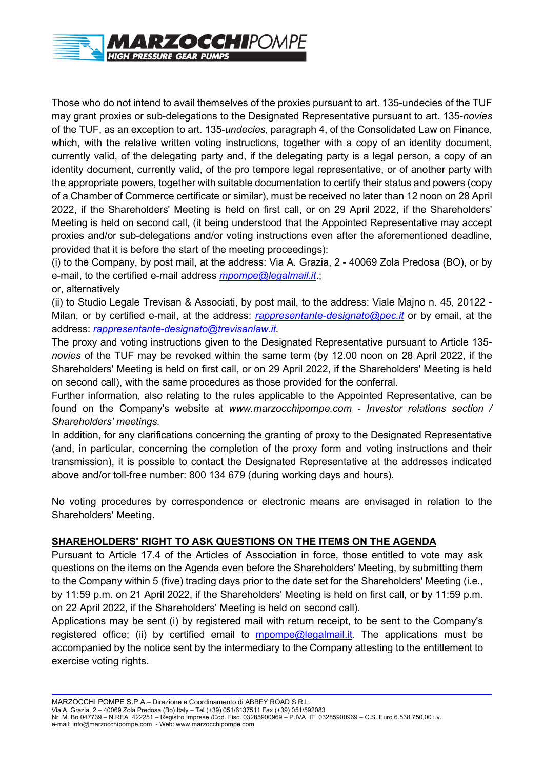Those who do not intend to avail themselves of the proxies pursuant to art. 135-undecies of the TUF may grant proxies or sub-delegations to the Designated Representative pursuant to art. 135-*novies* of the TUF, as an exception to art. 135-*undecies*, paragraph 4, of the Consolidated Law on Finance, which, with the relative written voting instructions, together with a copy of an identity document, currently valid, of the delegating party and, if the delegating party is a legal person, a copy of an identity document, currently valid, of the pro tempore legal representative, or of another party with the appropriate powers, together with suitable documentation to certify their status and powers (copy of a Chamber of Commerce certificate or similar), must be received no later than 12 noon on 28 April 2022, if the Shareholders' Meeting is held on first call, or on 29 April 2022, if the Shareholders' Meeting is held on second call, (it being understood that the Appointed Representative may accept proxies and/or sub-delegations and/or voting instructions even after the aforementioned deadline, provided that it is before the start of the meeting proceedings):

(i) to the Company, by post mail, at the address: Via A. Grazia, 2 - 40069 Zola Predosa (BO), or by e-mail, to the certified e-mail address *mpompe@legalmail.it*.;

or, alternatively

(ii) to Studio Legale Trevisan & Associati, by post mail, to the address: Viale Majno n. 45, 20122 - Milan, or by certified e-mail, at the address: *rappresentante-designato@pec.it* or by email, at the address: *rappresentante-designato@trevisanlaw.it.*

The proxy and voting instructions given to the Designated Representative pursuant to Article 135-*novies* of the TUF may be revoked within the same term (by 12.00 noon on 28 April 2022, if the Shareholders' Meeting is held on first call, or on 29 April 2022, if the Shareholders' Meeting is held on second call), with the same procedures as those provided for the conferral.

Further information, also relating to the rules applicable to the Appointed Representative, can be found on the Company's website at *www.marzocchipompe.com - Investor relations section / Shareholders' meetings.*

In addition, for any clarifications concerning the granting of proxy to the Designated Representative (and, in particular, concerning the completion of the proxy form and voting instructions and their transmission), it is possible to contact the Designated Representative at the addresses indicated above and/or toll-free number: 800 134 679 (during working days and hours).

No voting procedures by correspondence or electronic means are envisaged in relation to the Shareholders' Meeting.

## SHAREHOLDERS' RIGHT TO ASK QUESTIONS ON THE ITEMS ON THE AGENDA

Pursuant to Article 17.4 of the Articles of Association in force, those entitled to vote may ask questions on the items on the Agenda even before the Shareholders' Meeting, by submitting them to the Company within 5 (five) trading days prior to the date set for the Shareholders' Meeting (i.e., by 11:59 p.m. on 21 April 2022, if the Shareholders' Meeting is held on first call, or by 11:59 p.m. on 22 April 2022, if the Shareholders' Meeting is held on second call).

Applications may be sent (i) by registered mail with return receipt, to be sent to the Company's registered office; (ii) by certified email to mpompe@legalmail.it. The applications must be accompanied by the notice sent by the intermediary to the Company attesting to the entitlement to exercise voting rights.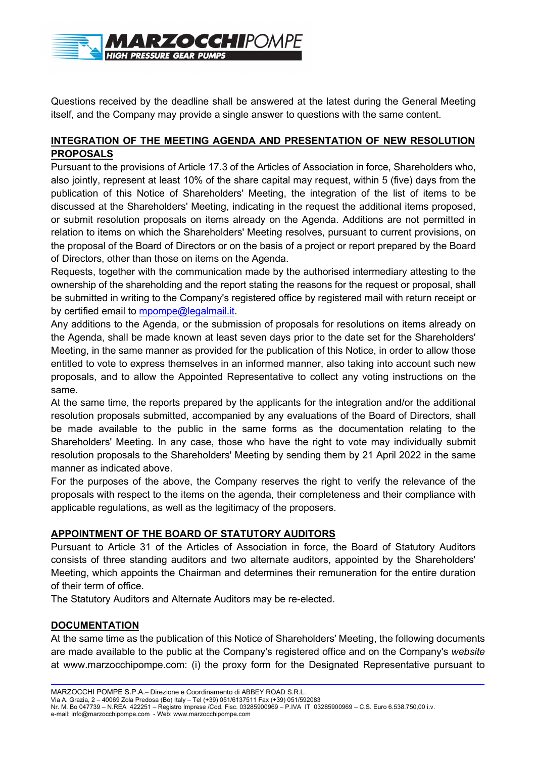Questions received by the deadline shall be answered at the latest during the General Meeting itself, and the Company may provide a single answer to questions with the same content.

**INTEGRATION OF THE MEETING AGENDA AND PRESENTATION OF NEW RESOLUTION PROPOSALS**

Pursuant to the provisions of Article 17.3 of the Articles of Association in force, Shareholders who, also jointly, represent at least 10% of the share capital may request, within 5 (five) days from the publication of this Notice of Shareholders' Meeting, the integration of the list of items to be discussed at the Shareholders' Meeting, indicating in the request the additional items proposed, or submit resolution proposals on items already on the Agenda. Additions are not permitted in relation to items on which the Shareholders' Meeting resolves, pursuant to current provisions, on the proposal of the Board of Directors or on the basis of a project or report prepared by the Board of Directors, other than those on items on the Agenda.

Requests, together with the communication made by the authorised intermediary attesting to the ownership of the shareholding and the report stating the reasons for the request or proposal, shall be submitted in writing to the Company's registered office by registered mail with return receipt or by certified email to mpompe@legalmail.it.

Any additions to the Agenda, or the submission of proposals for resolutions on items already on the Agenda, shall be made known at least seven days prior to the date set for the Shareholders' Meeting, in the same manner as provided for the publication of this Notice, in order to allow those entitled to vote to express themselves in an informed manner, also taking into account such new proposals, and to allow the Appointed Representative to collect any voting instructions on the same.

At the same time, the reports prepared by the applicants for the integration and/or the additional resolution proposals submitted, accompanied by any evaluations of the Board of Directors, shall be made available to the public in the same forms as the documentation relating to the Shareholders' Meeting. In any case, those who have the right to vote may individually submit resolution proposals to the Shareholders' Meeting by sending them by 21 April 2022 in the same manner as indicated above.

For the purposes of the above, the Company reserves the right to verify the relevance of the proposals with respect to the items on the agenda, their completeness and their compliance with applicable regulations, as well as the legitimacy of the proposers.

**APPOINTMENT OF THE BOARD OF STATUTORY AUDITORS**

Pursuant to Article 31 of the Articles of Association in force, the Board of Statutory Auditors consists of three standing auditors and two alternate auditors, appointed by the Shareholders' Meeting, which appoints the Chairman and determines their remuneration for the entire duration of their term of office.

The Statutory Auditors and Alternate Auditors may be re-elected.

**DOCUMENTATION**

At the same time as the publication of this Notice of Shareholders' Meeting, the following documents are made available to the public at the Company's registered office and on the Company's *website* at www.marzocchipompe.com: (i) the proxy form for the Designated Representative pursuant to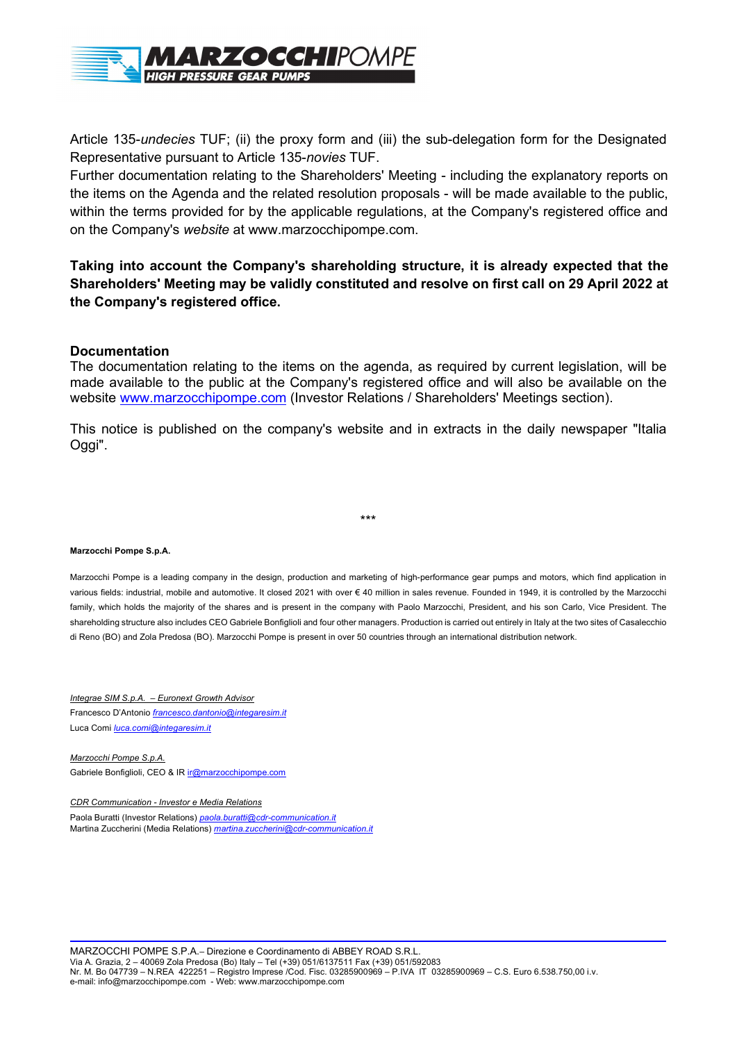Article 135-*undecies* TUF; (ii) the proxy form and (iii) the sub-delegation form for the Designated Representative pursuant to Article 135-*novies* TUF.

Further documentation relating to the Shareholders' Meeting - including the explanatory reports on the items on the Agenda and the related resolution proposals - will be made available to the public, within the terms provided for by the applicable regulations, at the Company's registered office and on the Company's *website* at www.marzocchipompe.com.

**Taking into account the Company's shareholding structure, it is already expected that the Shareholders' Meeting may be validly constituted and resolve on first call on 29 April 2022 at the Company's registered office.**

**Documentation**

The documentation relating to the items on the agenda, as required by current legislation, will be made available to the public at the Company's registered office and will also be available on the website www.marzocchipompe.com (Investor Relations / Shareholders' Meetings section).

This notice is published on the company's website and in extracts in the daily newspaper "Italia Oggi".

\*\*\*

**Marzocchi Pompe S.p.A.**

Marzocchi Pompe is a leading company in the design, production and marketing of high-performance gear pumps and motors, which find application in various fields: industrial, mobile and automotive. It closed 2021 with over € 40 million in sales revenue. Founded in 1949, it is controlled by the Marzocchi family, which holds the majority of the shares and is present in the company with Paolo Marzocchi, President, and his son Carlo, Vice President. The shareholding structure also includes CEO Gabriele Bonfiglioli and four other managers. Production is carried out entirely in Italy at the two sites of Casalecchio di Reno (BO) and Zola Predosa (BO). Marzocchi Pompe is present in over 50 countries through an international distribution network.

*Integrae SIM S.p.A. – Euronext Growth Advisor*
Francesco D'Antonio *francesco.dantonio@integraesim.it*
Luca Comi *luca.comi@integraesim.it*

*Marzocchi Pompe S.p.A.*
Gabriele Bonfiglioli, CEO & IR ir@marzocchipompe.com

*CDR Communication - Investor e Media Relations*
Paola Buratti (Investor Relations) *paola.buratti@cdr-communication.it*
Martina Zuccherini (Media Relations) *martina.zuccherini@cdr-communication.it*